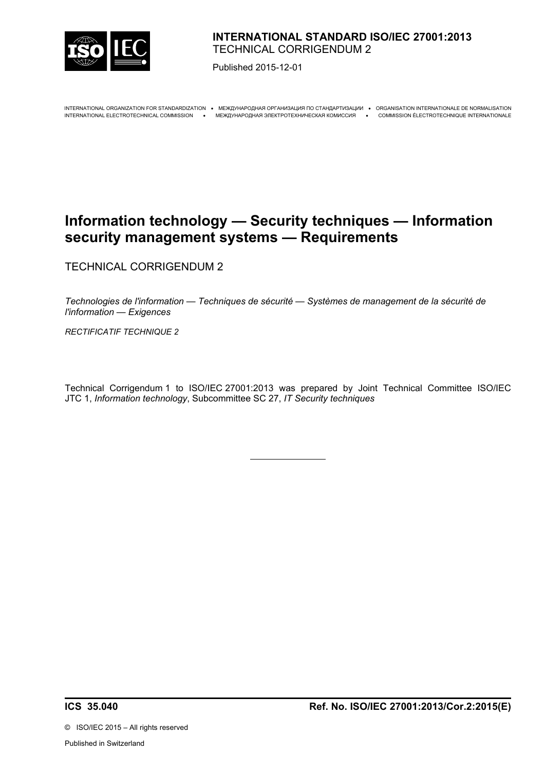**INTERNATIONAL STANDARD ISO/IEC 27001:2013**
TECHNICAL CORRIGENDUM 2

Published 2015-12-01

INTERNATIONAL ORGANIZATION FOR STANDARDIZATION • МЕЖДУНАРОДНАЯ ОРГАНИЗАЦИЯ ПО СТАНДАРТИЗАЦИИ • ORGANISATION INTERNATIONALE DE NORMALISATION
INTERNATIONAL ELECTROTECHNICAL COMMISSION • МЕЖДУНАРОДНАЯ ЭЛЕКТРОТЕХНИЧЕСКАЯ КОМИССИЯ • COMMISSION ÉLECTROTECHNIQUE INTERNATIONALE

# Information technology — Security techniques — Information security management systems — Requirements

TECHNICAL CORRIGENDUM 2

*Technologies de l'information — Techniques de sécurité — Systèmes de management de la sécurité de l'information — Exigences*

*RECTIFICATIF TECHNIQUE 2*

Technical Corrigendum 1 to ISO/IEC 27001:2013 was prepared by Joint Technical Committee ISO/IEC JTC 1, *Information technology*, Subcommittee SC 27, *IT Security techniques*

---

**ICS 35.040** **Ref. No. ISO/IEC 27001:2013/Cor.2:2015(E)**

© ISO/IEC 2015 – All rights reserved

Published in Switzerland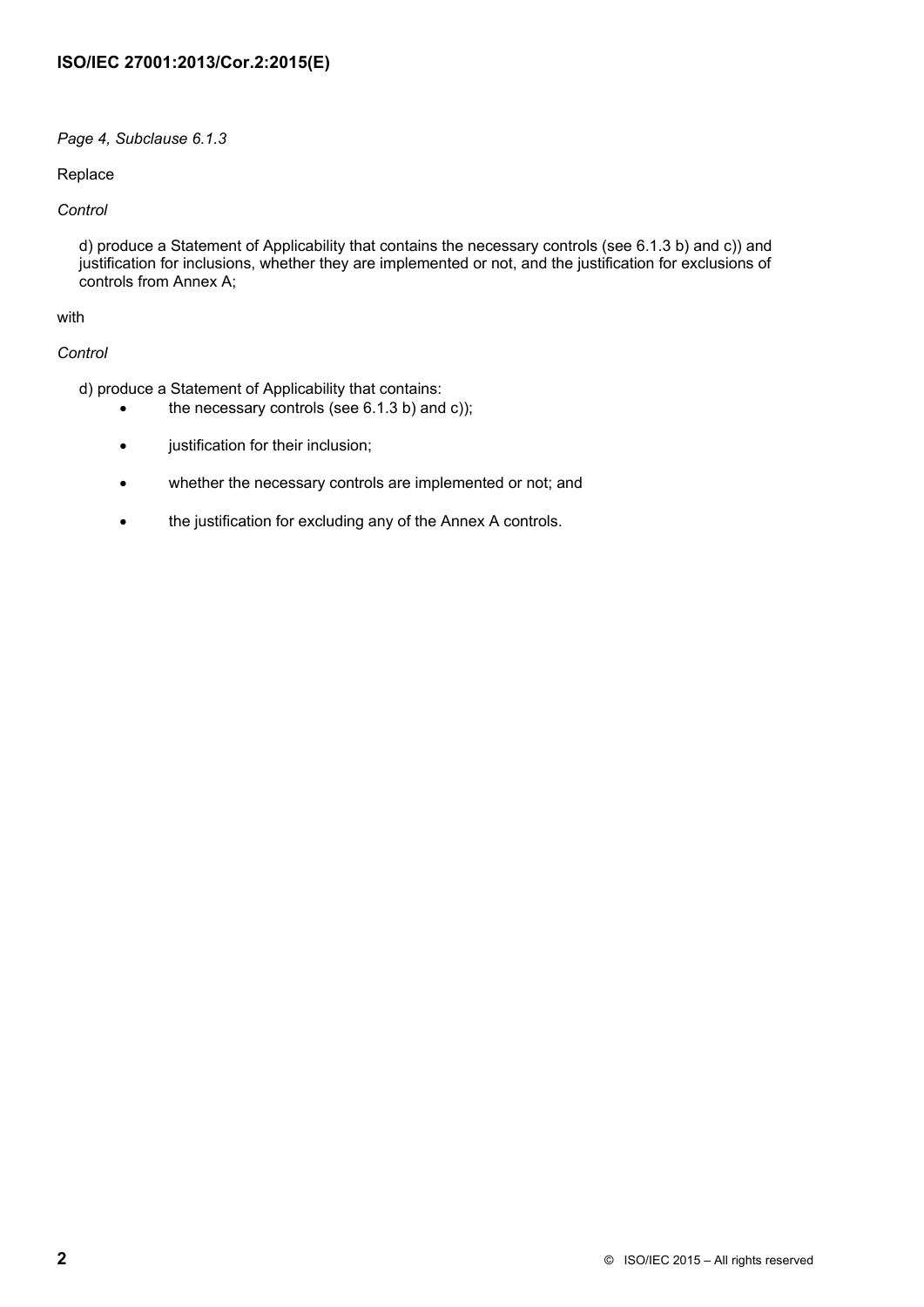*Page 4, Subclause 6.1.3*

Replace

*Control*

d) produce a Statement of Applicability that contains the necessary controls (see 6.1.3 b) and c)) and justification for inclusions, whether they are implemented or not, and the justification for exclusions of controls from Annex A;

with

*Control*

d) produce a Statement of Applicability that contains:

- the necessary controls (see 6.1.3 b) and c));
- justification for their inclusion;
- whether the necessary controls are implemented or not; and
- the justification for excluding any of the Annex A controls.